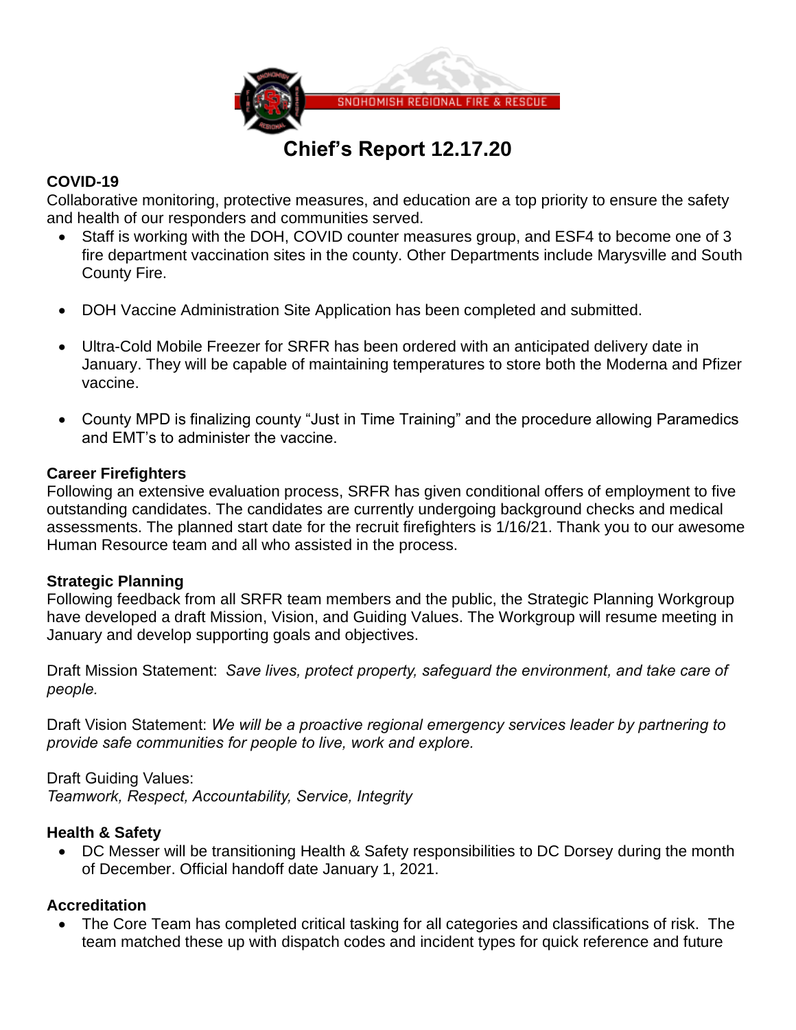SNOHOMISH REGIONAL FIRE & RESCUE

# Chief's Report 12.17.20

**COVID-19**

Collaborative monitoring, protective measures, and education are a top priority to ensure the safety and health of our responders and communities served.

- Staff is working with the DOH, COVID counter measures group, and ESF4 to become one of 3 fire department vaccination sites in the county. Other Departments include Marysville and South County Fire.
- DOH Vaccine Administration Site Application has been completed and submitted.
- Ultra-Cold Mobile Freezer for SRFR has been ordered with an anticipated delivery date in January. They will be capable of maintaining temperatures to store both the Moderna and Pfizer vaccine.
- County MPD is finalizing county "Just in Time Training" and the procedure allowing Paramedics and EMT's to administer the vaccine.

**Career Firefighters**

Following an extensive evaluation process, SRFR has given conditional offers of employment to five outstanding candidates. The candidates are currently undergoing background checks and medical assessments. The planned start date for the recruit firefighters is 1/16/21. Thank you to our awesome Human Resource team and all who assisted in the process.

**Strategic Planning**

Following feedback from all SRFR team members and the public, the Strategic Planning Workgroup have developed a draft Mission, Vision, and Guiding Values. The Workgroup will resume meeting in January and develop supporting goals and objectives.

Draft Mission Statement: *Save lives, protect property, safeguard the environment, and take care of people.*

Draft Vision Statement: *We will be a proactive regional emergency services leader by partnering to provide safe communities for people to live, work and explore.*

Draft Guiding Values:
*Teamwork, Respect, Accountability, Service, Integrity*

**Health & Safety**

- DC Messer will be transitioning Health & Safety responsibilities to DC Dorsey during the month of December. Official handoff date January 1, 2021.

**Accreditation**

- The Core Team has completed critical tasking for all categories and classifications of risk. The team matched these up with dispatch codes and incident types for quick reference and future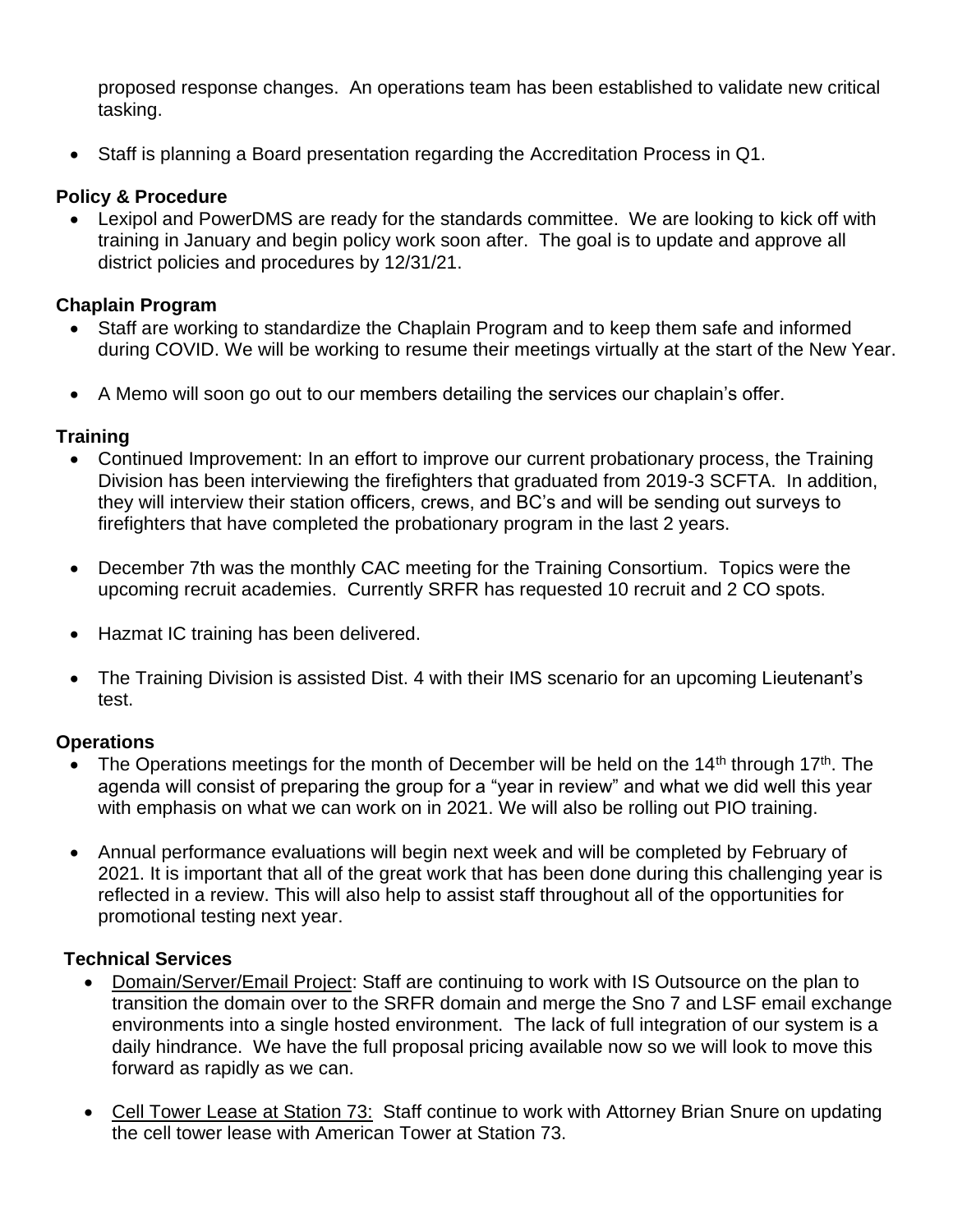proposed response changes. An operations team has been established to validate new critical tasking.

- Staff is planning a Board presentation regarding the Accreditation Process in Q1.

**Policy & Procedure**

- Lexipol and PowerDMS are ready for the standards committee. We are looking to kick off with training in January and begin policy work soon after. The goal is to update and approve all district policies and procedures by 12/31/21.

**Chaplain Program**

- Staff are working to standardize the Chaplain Program and to keep them safe and informed during COVID. We will be working to resume their meetings virtually at the start of the New Year.
- A Memo will soon go out to our members detailing the services our chaplain's offer.

**Training**

- Continued Improvement: In an effort to improve our current probationary process, the Training Division has been interviewing the firefighters that graduated from 2019-3 SCFTA. In addition, they will interview their station officers, crews, and BC's and will be sending out surveys to firefighters that have completed the probationary program in the last 2 years.
- December 7th was the monthly CAC meeting for the Training Consortium. Topics were the upcoming recruit academies. Currently SRFR has requested 10 recruit and 2 CO spots.
- Hazmat IC training has been delivered.
- The Training Division is assisted Dist. 4 with their IMS scenario for an upcoming Lieutenant's test.

**Operations**

- The Operations meetings for the month of December will be held on the 14th through 17th. The agenda will consist of preparing the group for a "year in review" and what we did well this year with emphasis on what we can work on in 2021. We will also be rolling out PIO training.
- Annual performance evaluations will begin next week and will be completed by February of 2021. It is important that all of the great work that has been done during this challenging year is reflected in a review. This will also help to assist staff throughout all of the opportunities for promotional testing next year.

**Technical Services**

- Domain/Server/Email Project: Staff are continuing to work with IS Outsource on the plan to transition the domain over to the SRFR domain and merge the Sno 7 and LSF email exchange environments into a single hosted environment. The lack of full integration of our system is a daily hindrance. We have the full proposal pricing available now so we will look to move this forward as rapidly as we can.
- Cell Tower Lease at Station 73: Staff continue to work with Attorney Brian Snure on updating the cell tower lease with American Tower at Station 73.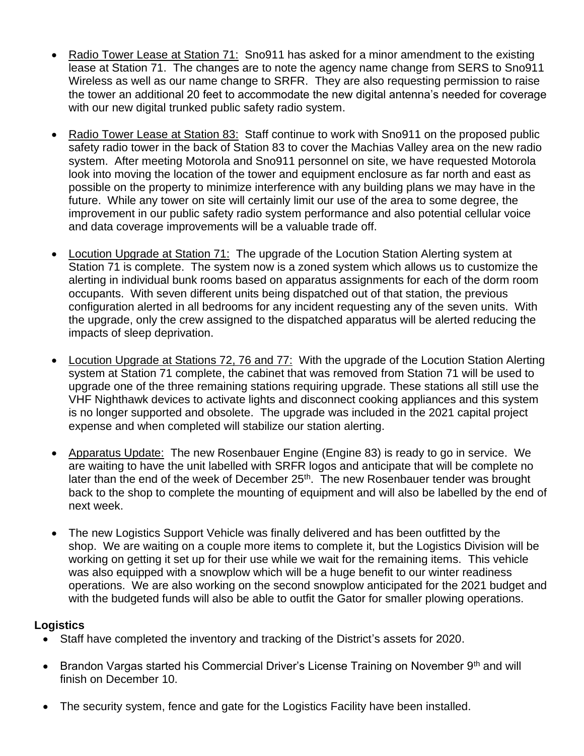- <u>Radio Tower Lease at Station 71:</u> Sno911 has asked for a minor amendment to the existing lease at Station 71. The changes are to note the agency name change from SERS to Sno911 Wireless as well as our name change to SRFR. They are also requesting permission to raise the tower an additional 20 feet to accommodate the new digital antenna's needed for coverage with our new digital trunked public safety radio system.

- <u>Radio Tower Lease at Station 83:</u> Staff continue to work with Sno911 on the proposed public safety radio tower in the back of Station 83 to cover the Machias Valley area on the new radio system. After meeting Motorola and Sno911 personnel on site, we have requested Motorola look into moving the location of the tower and equipment enclosure as far north and east as possible on the property to minimize interference with any building plans we may have in the future. While any tower on site will certainly limit our use of the area to some degree, the improvement in our public safety radio system performance and also potential cellular voice and data coverage improvements will be a valuable trade off.

- <u>Locution Upgrade at Station 71:</u> The upgrade of the Locution Station Alerting system at Station 71 is complete. The system now is a zoned system which allows us to customize the alerting in individual bunk rooms based on apparatus assignments for each of the dorm room occupants. With seven different units being dispatched out of that station, the previous configuration alerted in all bedrooms for any incident requesting any of the seven units. With the upgrade, only the crew assigned to the dispatched apparatus will be alerted reducing the impacts of sleep deprivation.

- <u>Locution Upgrade at Stations 72, 76 and 77:</u> With the upgrade of the Locution Station Alerting system at Station 71 complete, the cabinet that was removed from Station 71 will be used to upgrade one of the three remaining stations requiring upgrade. These stations all still use the VHF Nighthawk devices to activate lights and disconnect cooking appliances and this system is no longer supported and obsolete. The upgrade was included in the 2021 capital project expense and when completed will stabilize our station alerting.

- <u>Apparatus Update:</u> The new Rosenbauer Engine (Engine 83) is ready to go in service. We are waiting to have the unit labelled with SRFR logos and anticipate that will be complete no later than the end of the week of December 25th. The new Rosenbauer tender was brought back to the shop to complete the mounting of equipment and will also be labelled by the end of next week.

- The new Logistics Support Vehicle was finally delivered and has been outfitted by the shop. We are waiting on a couple more items to complete it, but the Logistics Division will be working on getting it set up for their use while we wait for the remaining items. This vehicle was also equipped with a snowplow which will be a huge benefit to our winter readiness operations. We are also working on the second snowplow anticipated for the 2021 budget and with the budgeted funds will also be able to outfit the Gator for smaller plowing operations.

**Logistics**

- Staff have completed the inventory and tracking of the District's assets for 2020.

- Brandon Vargas started his Commercial Driver's License Training on November 9th and will finish on December 10.

- The security system, fence and gate for the Logistics Facility have been installed.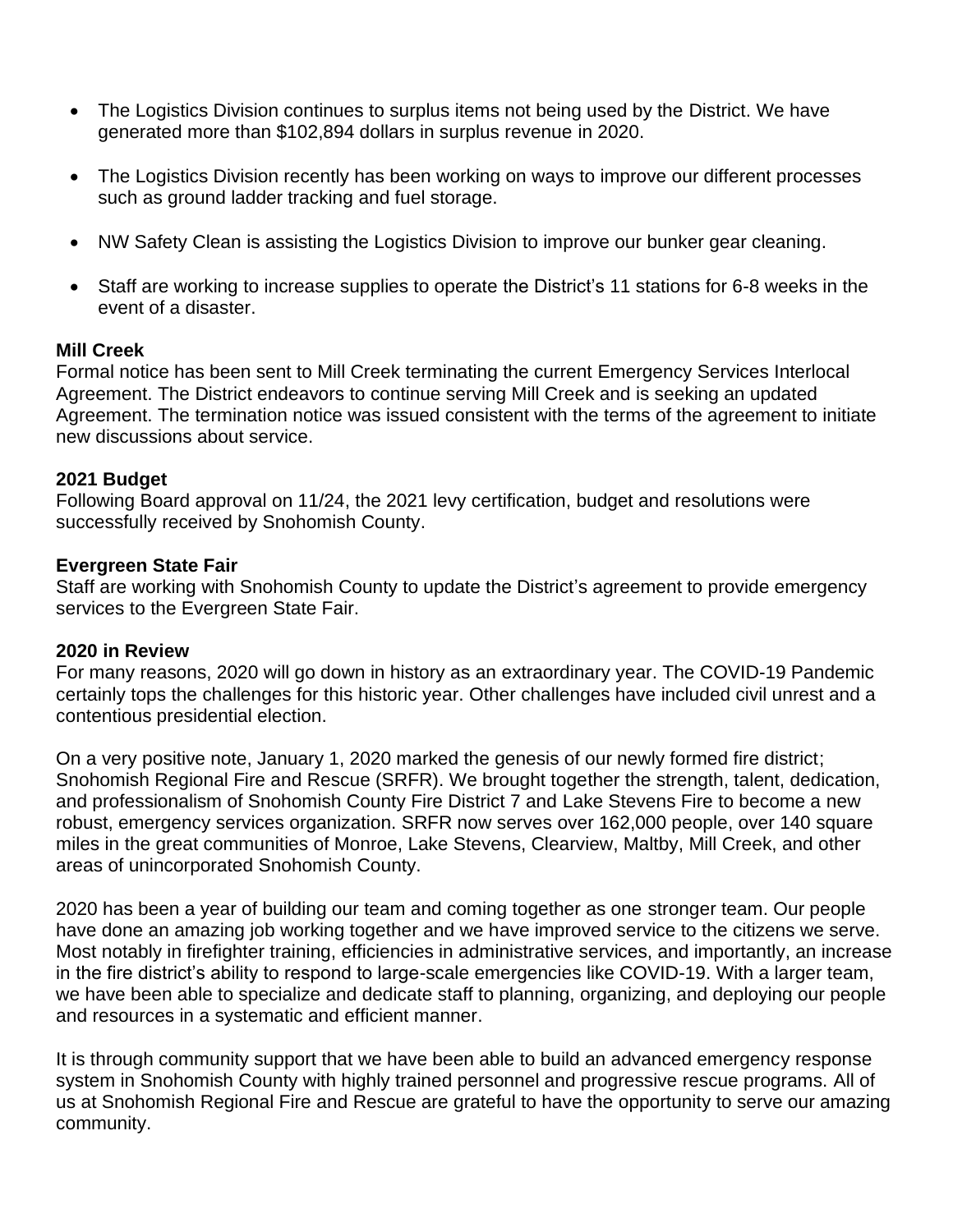- The Logistics Division continues to surplus items not being used by the District. We have generated more than $102,894 dollars in surplus revenue in 2020.

- The Logistics Division recently has been working on ways to improve our different processes such as ground ladder tracking and fuel storage.

- NW Safety Clean is assisting the Logistics Division to improve our bunker gear cleaning.

- Staff are working to increase supplies to operate the District's 11 stations for 6-8 weeks in the event of a disaster.

**Mill Creek**
Formal notice has been sent to Mill Creek terminating the current Emergency Services Interlocal Agreement. The District endeavors to continue serving Mill Creek and is seeking an updated Agreement. The termination notice was issued consistent with the terms of the agreement to initiate new discussions about service.

**2021 Budget**
Following Board approval on 11/24, the 2021 levy certification, budget and resolutions were successfully received by Snohomish County.

**Evergreen State Fair**
Staff are working with Snohomish County to update the District's agreement to provide emergency services to the Evergreen State Fair.

**2020 in Review**
For many reasons, 2020 will go down in history as an extraordinary year. The COVID-19 Pandemic certainly tops the challenges for this historic year. Other challenges have included civil unrest and a contentious presidential election.

On a very positive note, January 1, 2020 marked the genesis of our newly formed fire district; Snohomish Regional Fire and Rescue (SRFR). We brought together the strength, talent, dedication, and professionalism of Snohomish County Fire District 7 and Lake Stevens Fire to become a new robust, emergency services organization. SRFR now serves over 162,000 people, over 140 square miles in the great communities of Monroe, Lake Stevens, Clearview, Maltby, Mill Creek, and other areas of unincorporated Snohomish County.

2020 has been a year of building our team and coming together as one stronger team. Our people have done an amazing job working together and we have improved service to the citizens we serve. Most notably in firefighter training, efficiencies in administrative services, and importantly, an increase in the fire district's ability to respond to large-scale emergencies like COVID-19. With a larger team, we have been able to specialize and dedicate staff to planning, organizing, and deploying our people and resources in a systematic and efficient manner.

It is through community support that we have been able to build an advanced emergency response system in Snohomish County with highly trained personnel and progressive rescue programs. All of us at Snohomish Regional Fire and Rescue are grateful to have the opportunity to serve our amazing community.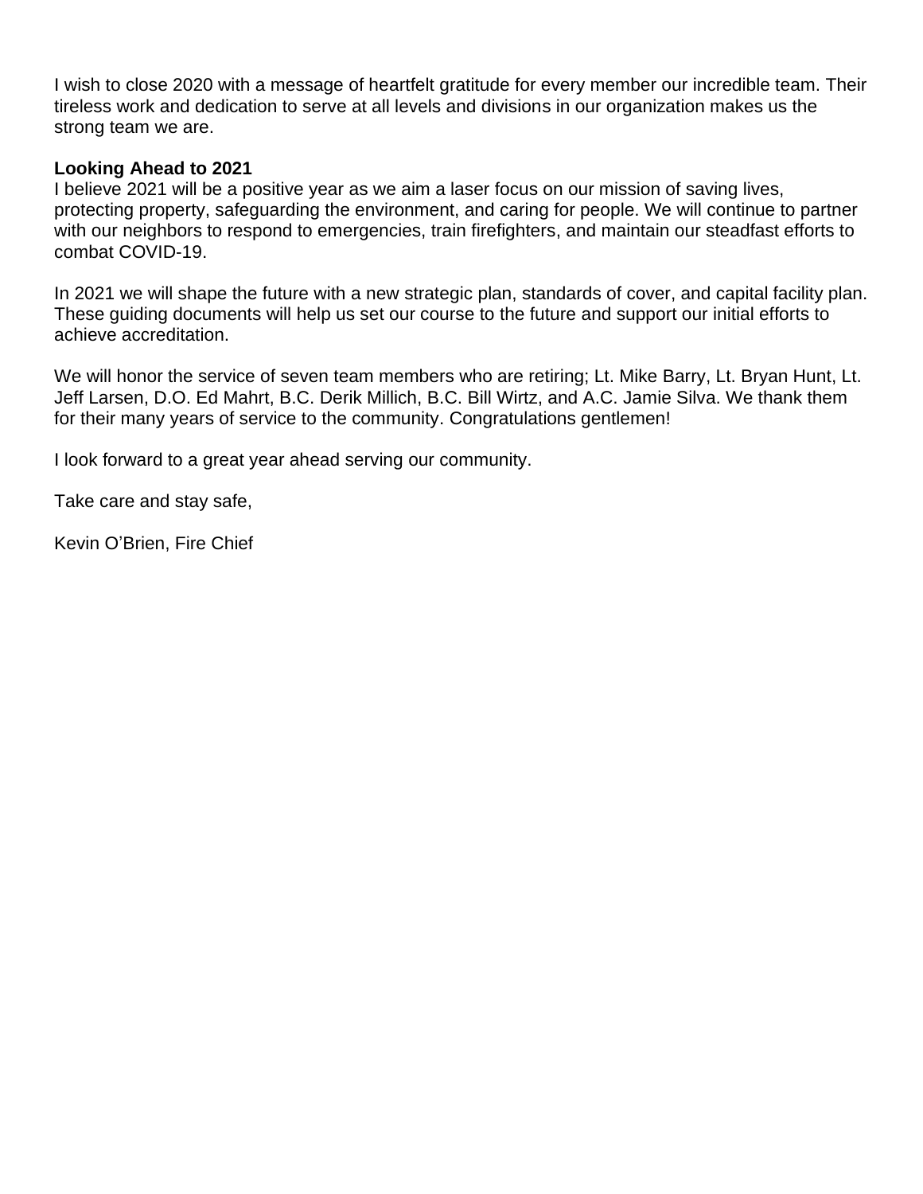I wish to close 2020 with a message of heartfelt gratitude for every member our incredible team. Their tireless work and dedication to serve at all levels and divisions in our organization makes us the strong team we are.

**Looking Ahead to 2021**
I believe 2021 will be a positive year as we aim a laser focus on our mission of saving lives, protecting property, safeguarding the environment, and caring for people. We will continue to partner with our neighbors to respond to emergencies, train firefighters, and maintain our steadfast efforts to combat COVID-19.

In 2021 we will shape the future with a new strategic plan, standards of cover, and capital facility plan. These guiding documents will help us set our course to the future and support our initial efforts to achieve accreditation.

We will honor the service of seven team members who are retiring; Lt. Mike Barry, Lt. Bryan Hunt, Lt. Jeff Larsen, D.O. Ed Mahrt, B.C. Derik Millich, B.C. Bill Wirtz, and A.C. Jamie Silva. We thank them for their many years of service to the community. Congratulations gentlemen!

I look forward to a great year ahead serving our community.

Take care and stay safe,

Kevin O'Brien, Fire Chief